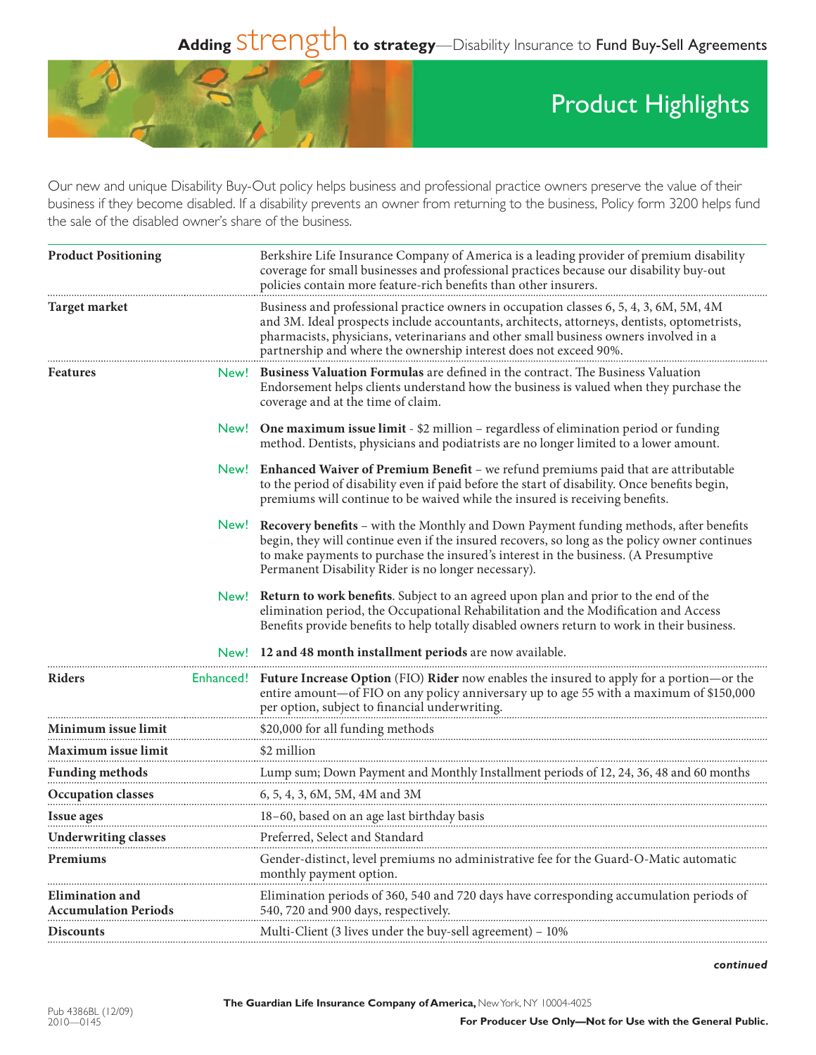# Adding strength to strategy—Disability Insurance to Fund Buy-Sell Agreements

## Product Highlights

Our new and unique Disability Buy-Out policy helps business and professional practice owners preserve the value of their business if they become disabled. If a disability prevents an owner from returning to the business, Policy form 3200 helps fund the sale of the disabled owner's share of the business.

| | | |
|---|---|---|
| **Product Positioning** | | Berkshire Life Insurance Company of America is a leading provider of premium disability coverage for small businesses and professional practices because our disability buy-out policies contain more feature-rich benefits than other insurers. |
| **Target market** | | Business and professional practice owners in occupation classes 6, 5, 4, 3, 6M, 5M, 4M and 3M. Ideal prospects include accountants, architects, attorneys, dentists, optometrists, pharmacists, physicians, veterinarians and other small business owners involved in a partnership and where the ownership interest does not exceed 90%. |
| **Features** | New! | **Business Valuation Formulas** are defined in the contract. The Business Valuation Endorsement helps clients understand how the business is valued when they purchase the coverage and at the time of claim. |
| | New! | **One maximum issue limit** - $2 million – regardless of elimination period or funding method. Dentists, physicians and podiatrists are no longer limited to a lower amount. |
| | New! | **Enhanced Waiver of Premium Benefit** – we refund premiums paid that are attributable to the period of disability even if paid before the start of disability. Once benefits begin, premiums will continue to be waived while the insured is receiving benefits. |
| | New! | **Recovery benefits** – with the Monthly and Down Payment funding methods, after benefits begin, they will continue even if the insured recovers, so long as the policy owner continues to make payments to purchase the insured's interest in the business. (A Presumptive Permanent Disability Rider is no longer necessary). |
| | New! | **Return to work benefits**. Subject to an agreed upon plan and prior to the end of the elimination period, the Occupational Rehabilitation and the Modification and Access Benefits provide benefits to help totally disabled owners return to work in their business. |
| | New! | **12 and 48 month installment periods** are now available. |
| **Riders** | Enhanced! | **Future Increase Option** (FIO) **Rider** now enables the insured to apply for a portion—or the entire amount—of FIO on any policy anniversary up to age 55 with a maximum of $150,000 per option, subject to financial underwriting. |
| **Minimum issue limit** | | $20,000 for all funding methods |
| **Maximum issue limit** | | $2 million |
| **Funding methods** | | Lump sum; Down Payment and Monthly Installment periods of 12, 24, 36, 48 and 60 months |
| **Occupation classes** | | 6, 5, 4, 3, 6M, 5M, 4M and 3M |
| **Issue ages** | | 18–60, based on an age last birthday basis |
| **Underwriting classes** | | Preferred, Select and Standard |
| **Premiums** | | Gender-distinct, level premiums no administrative fee for the Guard-O-Matic automatic monthly payment option. |
| **Elimination and Accumulation Periods** | | Elimination periods of 360, 540 and 720 days have corresponding accumulation periods of 540, 720 and 900 days, respectively. |
| **Discounts** | | Multi-Client (3 lives under the buy-sell agreement) – 10% |

*continued*

Pub 4386BL (12/09)
2010—0145

**The Guardian Life Insurance Company of America,** New York, NY 10004-4025

**For Producer Use Only—Not for Use with the General Public.**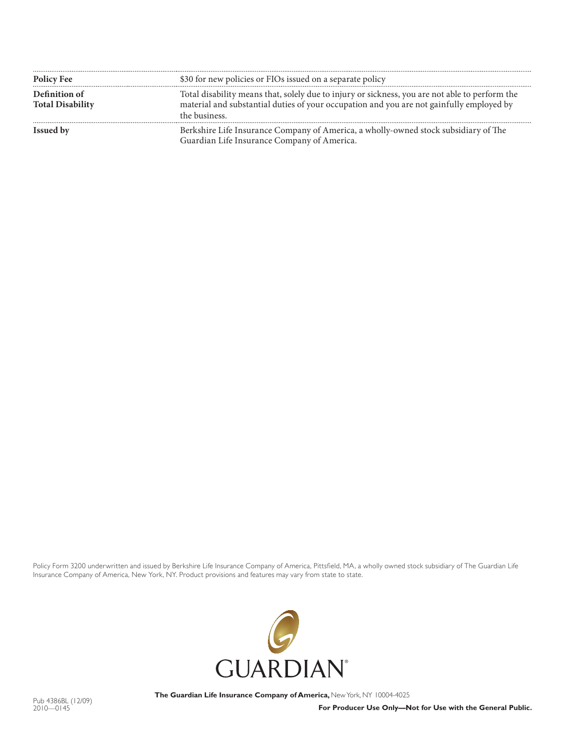| | |
|---|---|
| **Policy Fee** | $30 for new policies or FIOs issued on a separate policy |
| **Definition of Total Disability** | Total disability means that, solely due to injury or sickness, you are not able to perform the material and substantial duties of your occupation and you are not gainfully employed by the business. |
| **Issued by** | Berkshire Life Insurance Company of America, a wholly-owned stock subsidiary of The Guardian Life Insurance Company of America. |

Policy Form 3200 underwritten and issued by Berkshire Life Insurance Company of America, Pittsfield, MA, a wholly owned stock subsidiary of The Guardian Life Insurance Company of America, New York, NY. Product provisions and features may vary from state to state.

GUARDIAN®

**The Guardian Life Insurance Company of America,** New York, NY 10004-4025

Pub 4386BL (12/09)
2010—0145

**For Producer Use Only—Not for Use with the General Public.**